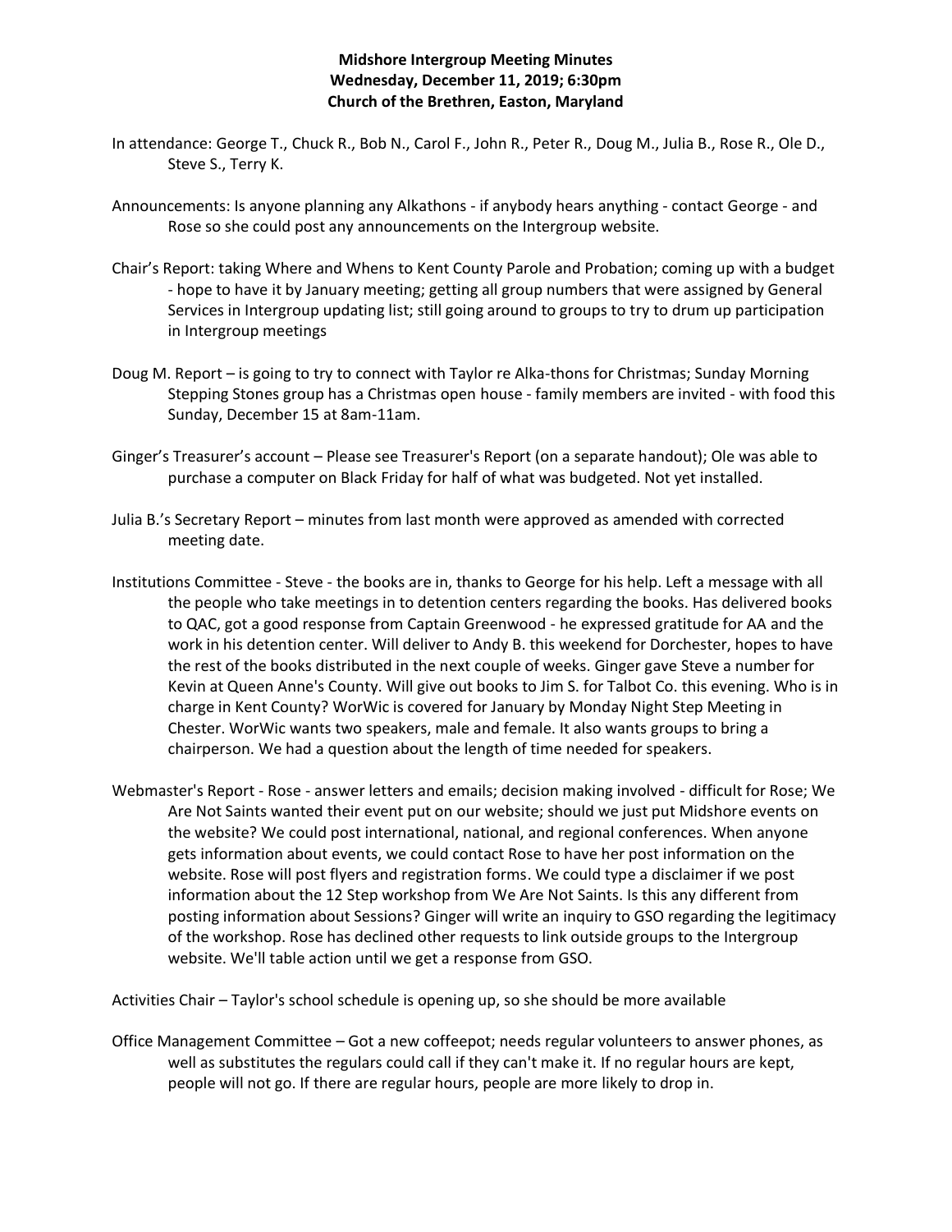**Midshore Intergroup Meeting Minutes**
**Wednesday, December 11, 2019; 6:30pm**
**Church of the Brethren, Easton, Maryland**

In attendance: George T., Chuck R., Bob N., Carol F., John R., Peter R., Doug M., Julia B., Rose R., Ole D., Steve S., Terry K.

Announcements: Is anyone planning any Alkathons - if anybody hears anything - contact George - and Rose so she could post any announcements on the Intergroup website.

Chair's Report: taking Where and Whens to Kent County Parole and Probation; coming up with a budget - hope to have it by January meeting; getting all group numbers that were assigned by General Services in Intergroup updating list; still going around to groups to try to drum up participation in Intergroup meetings

Doug M. Report – is going to try to connect with Taylor re Alka-thons for Christmas; Sunday Morning Stepping Stones group has a Christmas open house - family members are invited - with food this Sunday, December 15 at 8am-11am.

Ginger's Treasurer's account – Please see Treasurer's Report (on a separate handout); Ole was able to purchase a computer on Black Friday for half of what was budgeted. Not yet installed.

Julia B.'s Secretary Report – minutes from last month were approved as amended with corrected meeting date.

Institutions Committee - Steve - the books are in, thanks to George for his help. Left a message with all the people who take meetings in to detention centers regarding the books. Has delivered books to QAC, got a good response from Captain Greenwood - he expressed gratitude for AA and the work in his detention center. Will deliver to Andy B. this weekend for Dorchester, hopes to have the rest of the books distributed in the next couple of weeks. Ginger gave Steve a number for Kevin at Queen Anne's County. Will give out books to Jim S. for Talbot Co. this evening. Who is in charge in Kent County? WorWic is covered for January by Monday Night Step Meeting in Chester. WorWic wants two speakers, male and female. It also wants groups to bring a chairperson. We had a question about the length of time needed for speakers.

Webmaster's Report - Rose - answer letters and emails; decision making involved - difficult for Rose; We Are Not Saints wanted their event put on our website; should we just put Midshore events on the website? We could post international, national, and regional conferences. When anyone gets information about events, we could contact Rose to have her post information on the website. Rose will post flyers and registration forms. We could type a disclaimer if we post information about the 12 Step workshop from We Are Not Saints. Is this any different from posting information about Sessions? Ginger will write an inquiry to GSO regarding the legitimacy of the workshop. Rose has declined other requests to link outside groups to the Intergroup website. We'll table action until we get a response from GSO.

Activities Chair – Taylor's school schedule is opening up, so she should be more available

Office Management Committee – Got a new coffeepot; needs regular volunteers to answer phones, as well as substitutes the regulars could call if they can't make it. If no regular hours are kept, people will not go. If there are regular hours, people are more likely to drop in.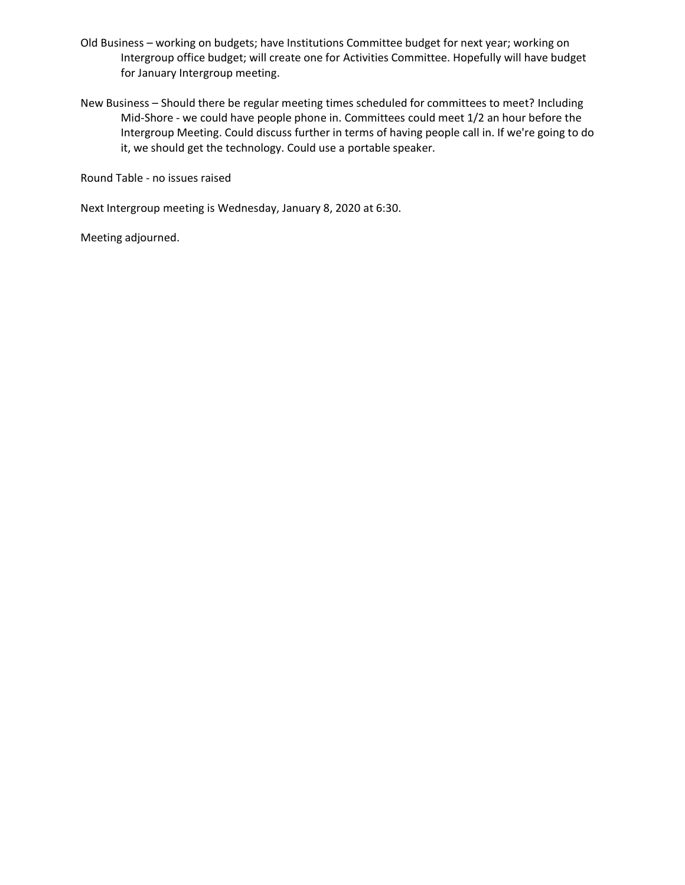Old Business – working on budgets; have Institutions Committee budget for next year; working on Intergroup office budget; will create one for Activities Committee. Hopefully will have budget for January Intergroup meeting.

New Business – Should there be regular meeting times scheduled for committees to meet? Including Mid-Shore - we could have people phone in. Committees could meet 1/2 an hour before the Intergroup Meeting. Could discuss further in terms of having people call in. If we're going to do it, we should get the technology. Could use a portable speaker.

Round Table - no issues raised

Next Intergroup meeting is Wednesday, January 8, 2020 at 6:30.

Meeting adjourned.